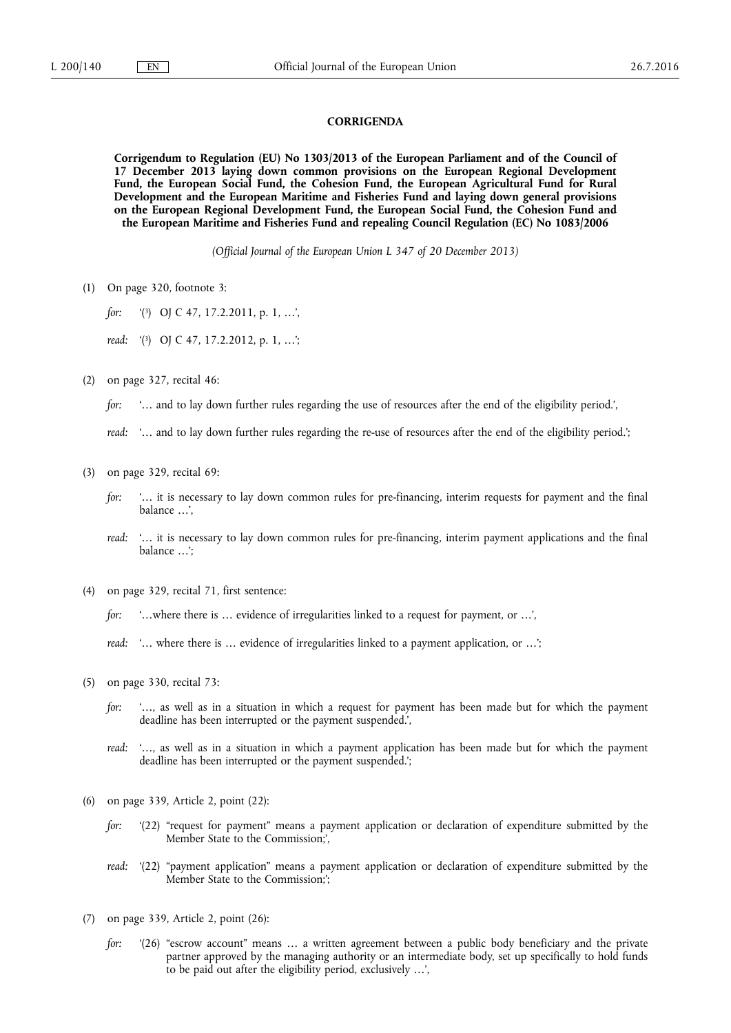## CORRIGENDA

**Corrigendum to Regulation (EU) No 1303/2013 of the European Parliament and of the Council of 17 December 2013 laying down common provisions on the European Regional Development Fund, the European Social Fund, the Cohesion Fund, the European Agricultural Fund for Rural Development and the European Maritime and Fisheries Fund and laying down general provisions on the European Regional Development Fund, the European Social Fund, the Cohesion Fund and the European Maritime and Fisheries Fund and repealing Council Regulation (EC) No 1083/2006**

*(Official Journal of the European Union L 347 of 20 December 2013)*

(1) On page 320, footnote 3:

*for:* '(3) OJ C 47, 17.2.2011, p. 1, …',

*read:* '(3) OJ C 47, 17.2.2012, p. 1, …';

(2) on page 327, recital 46:

*for:* '… and to lay down further rules regarding the use of resources after the end of the eligibility period.',

*read:* '… and to lay down further rules regarding the re-use of resources after the end of the eligibility period.';

(3) on page 329, recital 69:

*for:* '… it is necessary to lay down common rules for pre-financing, interim requests for payment and the final balance …',

*read:* '… it is necessary to lay down common rules for pre-financing, interim payment applications and the final balance …';

(4) on page 329, recital 71, first sentence:

*for:* '…where there is … evidence of irregularities linked to a request for payment, or …',

*read:* '… where there is … evidence of irregularities linked to a payment application, or …';

(5) on page 330, recital 73:

*for:* '…, as well as in a situation in which a request for payment has been made but for which the payment deadline has been interrupted or the payment suspended.',

*read:* '…, as well as in a situation in which a payment application has been made but for which the payment deadline has been interrupted or the payment suspended.';

(6) on page 339, Article 2, point (22):

*for:* '(22) "request for payment" means a payment application or declaration of expenditure submitted by the Member State to the Commission;',

*read:* '(22) "payment application" means a payment application or declaration of expenditure submitted by the Member State to the Commission;';

(7) on page 339, Article 2, point (26):

*for:* '(26) "escrow account" means … a written agreement between a public body beneficiary and the private partner approved by the managing authority or an intermediate body, set up specifically to hold funds to be paid out after the eligibility period, exclusively …',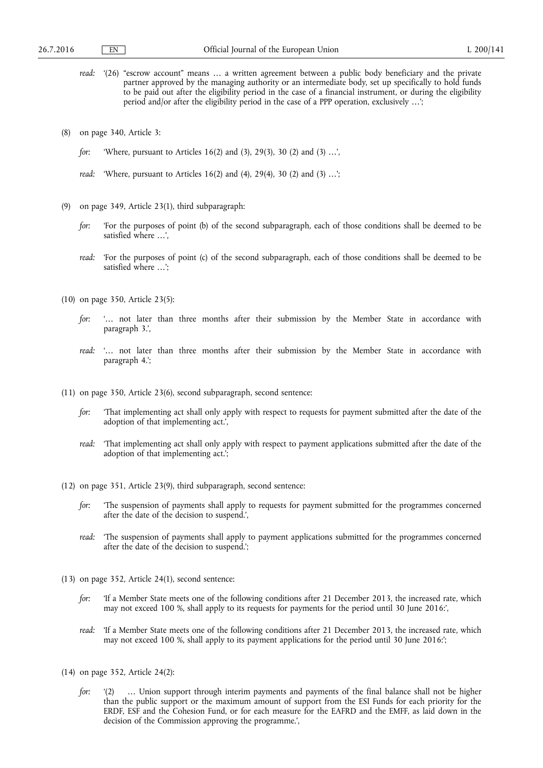*read:* '(26) "escrow account" means … a written agreement between a public body beneficiary and the private partner approved by the managing authority or an intermediate body, set up specifically to hold funds to be paid out after the eligibility period in the case of a financial instrument, or during the eligibility period and/or after the eligibility period in the case of a PPP operation, exclusively …';

(8) on page 340, Article 3:

*for:* 'Where, pursuant to Articles 16(2) and (3), 29(3), 30 (2) and (3) …',

*read:* 'Where, pursuant to Articles 16(2) and (4), 29(4), 30 (2) and (3) …';

(9) on page 349, Article 23(1), third subparagraph:

*for:* 'For the purposes of point (b) of the second subparagraph, each of those conditions shall be deemed to be satisfied where …',

*read:* 'For the purposes of point (c) of the second subparagraph, each of those conditions shall be deemed to be satisfied where …';

(10) on page 350, Article 23(5):

*for:* '… not later than three months after their submission by the Member State in accordance with paragraph 3.',

*read:* '… not later than three months after their submission by the Member State in accordance with paragraph 4.';

(11) on page 350, Article 23(6), second subparagraph, second sentence:

*for:* 'That implementing act shall only apply with respect to requests for payment submitted after the date of the adoption of that implementing act.',

*read:* 'That implementing act shall only apply with respect to payment applications submitted after the date of the adoption of that implementing act.';

(12) on page 351, Article 23(9), third subparagraph, second sentence:

*for:* 'The suspension of payments shall apply to requests for payment submitted for the programmes concerned after the date of the decision to suspend.',

*read:* 'The suspension of payments shall apply to payment applications submitted for the programmes concerned after the date of the decision to suspend.';

(13) on page 352, Article 24(1), second sentence:

*for:* 'If a Member State meets one of the following conditions after 21 December 2013, the increased rate, which may not exceed 100 %, shall apply to its requests for payments for the period until 30 June 2016:',

*read:* 'If a Member State meets one of the following conditions after 21 December 2013, the increased rate, which may not exceed 100 %, shall apply to its payment applications for the period until 30 June 2016:';

(14) on page 352, Article 24(2):

*for:* '(2) … Union support through interim payments and payments of the final balance shall not be higher than the public support or the maximum amount of support from the ESI Funds for each priority for the ERDF, ESF and the Cohesion Fund, or for each measure for the EAFRD and the EMFF, as laid down in the decision of the Commission approving the programme.',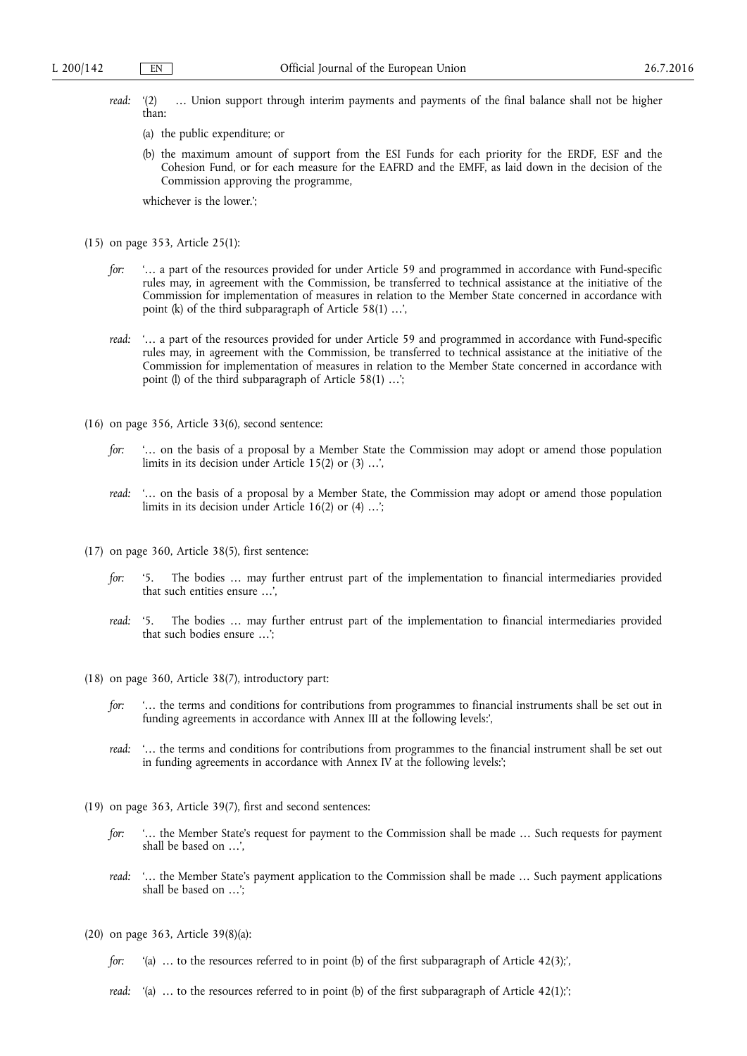*read:* '(2) … Union support through interim payments and payments of the final balance shall not be higher than:

(a) the public expenditure; or

(b) the maximum amount of support from the ESI Funds for each priority for the ERDF, ESF and the Cohesion Fund, or for each measure for the EAFRD and the EMFF, as laid down in the decision of the Commission approving the programme,

whichever is the lower.';

(15) on page 353, Article 25(1):

*for:* '… a part of the resources provided for under Article 59 and programmed in accordance with Fund-specific rules may, in agreement with the Commission, be transferred to technical assistance at the initiative of the Commission for implementation of measures in relation to the Member State concerned in accordance with point (k) of the third subparagraph of Article 58(1) …',

*read:* '… a part of the resources provided for under Article 59 and programmed in accordance with Fund-specific rules may, in agreement with the Commission, be transferred to technical assistance at the initiative of the Commission for implementation of measures in relation to the Member State concerned in accordance with point (l) of the third subparagraph of Article 58(1) …';

(16) on page 356, Article 33(6), second sentence:

*for:* '… on the basis of a proposal by a Member State the Commission may adopt or amend those population limits in its decision under Article 15(2) or (3) …',

*read:* '… on the basis of a proposal by a Member State, the Commission may adopt or amend those population limits in its decision under Article 16(2) or (4) …';

(17) on page 360, Article 38(5), first sentence:

*for:* '5. The bodies … may further entrust part of the implementation to financial intermediaries provided that such entities ensure …',

*read:* '5. The bodies … may further entrust part of the implementation to financial intermediaries provided that such bodies ensure …';

(18) on page 360, Article 38(7), introductory part:

*for:* '… the terms and conditions for contributions from programmes to financial instruments shall be set out in funding agreements in accordance with Annex III at the following levels:',

*read:* '… the terms and conditions for contributions from programmes to the financial instrument shall be set out in funding agreements in accordance with Annex IV at the following levels:';

(19) on page 363, Article 39(7), first and second sentences:

*for:* '… the Member State's request for payment to the Commission shall be made … Such requests for payment shall be based on …',

*read:* '… the Member State's payment application to the Commission shall be made … Such payment applications shall be based on …';

(20) on page 363, Article 39(8)(a):

*for:* '(a) … to the resources referred to in point (b) of the first subparagraph of Article 42(3);',

*read:* '(a) … to the resources referred to in point (b) of the first subparagraph of Article 42(1);';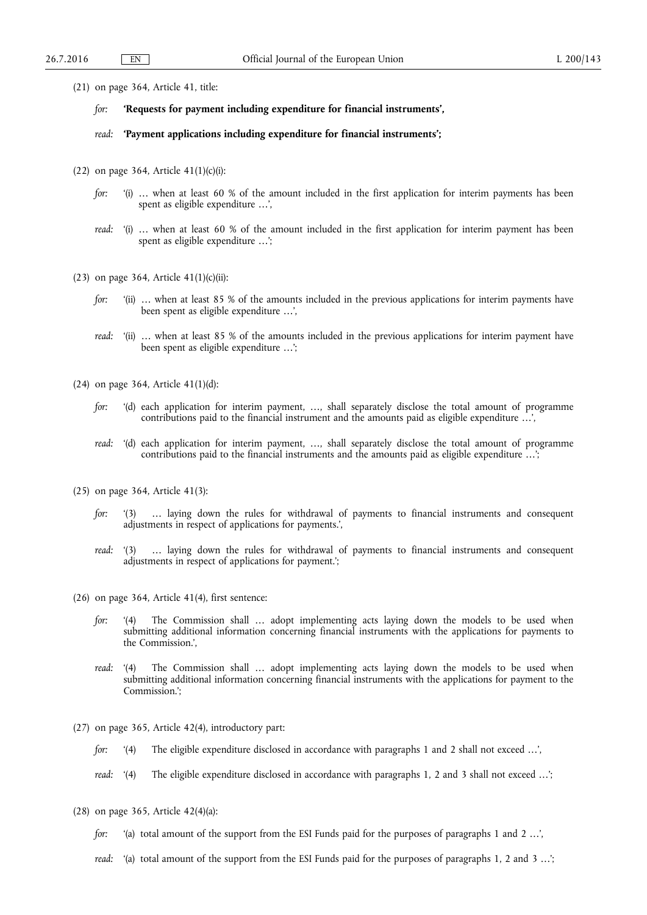(21) on page 364, Article 41, title:

*for:* **'Requests for payment including expenditure for financial instruments',**

*read:* **'Payment applications including expenditure for financial instruments';**

(22) on page 364, Article 41(1)(c)(i):

*for:* '(i) … when at least 60 % of the amount included in the first application for interim payments has been spent as eligible expenditure …',

*read:* '(i) … when at least 60 % of the amount included in the first application for interim payment has been spent as eligible expenditure …';

(23) on page 364, Article 41(1)(c)(ii):

*for:* '(ii) … when at least 85 % of the amounts included in the previous applications for interim payments have been spent as eligible expenditure …',

*read:* '(ii) … when at least 85 % of the amounts included in the previous applications for interim payment have been spent as eligible expenditure …';

(24) on page 364, Article 41(1)(d):

*for:* '(d) each application for interim payment, …, shall separately disclose the total amount of programme contributions paid to the financial instrument and the amounts paid as eligible expenditure …',

*read:* '(d) each application for interim payment, …, shall separately disclose the total amount of programme contributions paid to the financial instruments and the amounts paid as eligible expenditure …';

(25) on page 364, Article 41(3):

*for:* '(3) … laying down the rules for withdrawal of payments to financial instruments and consequent adjustments in respect of applications for payments.',

*read:* '(3) … laying down the rules for withdrawal of payments to financial instruments and consequent adjustments in respect of applications for payment.';

(26) on page 364, Article 41(4), first sentence:

*for:* '(4) The Commission shall … adopt implementing acts laying down the models to be used when submitting additional information concerning financial instruments with the applications for payments to the Commission.',

*read:* '(4) The Commission shall … adopt implementing acts laying down the models to be used when submitting additional information concerning financial instruments with the applications for payment to the Commission.';

(27) on page 365, Article 42(4), introductory part:

*for:* '(4) The eligible expenditure disclosed in accordance with paragraphs 1 and 2 shall not exceed …',

*read:* '(4) The eligible expenditure disclosed in accordance with paragraphs 1, 2 and 3 shall not exceed …';

(28) on page 365, Article 42(4)(a):

*for:* '(a) total amount of the support from the ESI Funds paid for the purposes of paragraphs 1 and 2 …',

*read:* '(a) total amount of the support from the ESI Funds paid for the purposes of paragraphs 1, 2 and 3 …';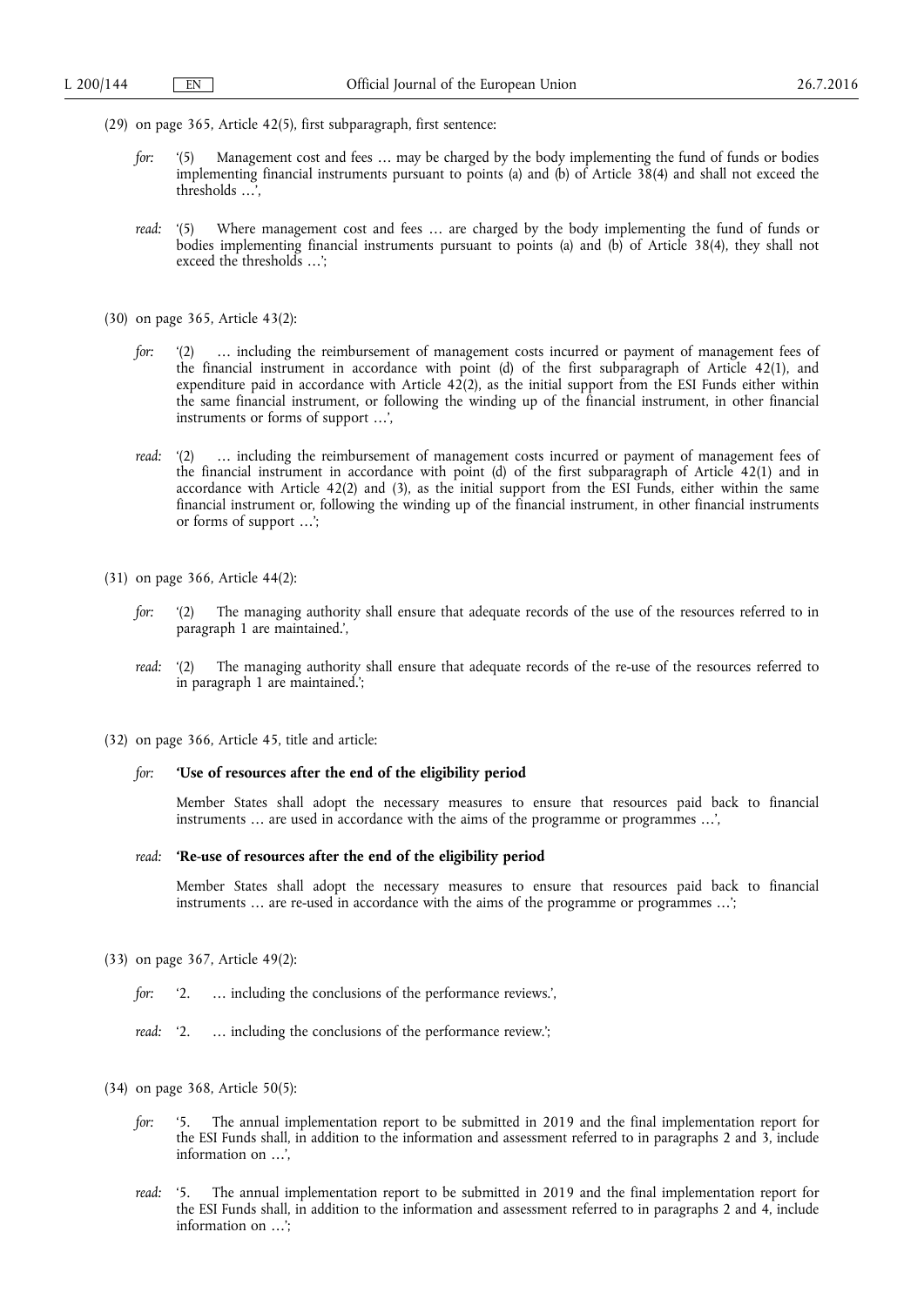(29) on page 365, Article 42(5), first subparagraph, first sentence:

*for:* '(5) Management cost and fees … may be charged by the body implementing the fund of funds or bodies implementing financial instruments pursuant to points (a) and (b) of Article 38(4) and shall not exceed the thresholds …',

*read:* '(5) Where management cost and fees … are charged by the body implementing the fund of funds or bodies implementing financial instruments pursuant to points (a) and (b) of Article 38(4), they shall not exceed the thresholds …';

(30) on page 365, Article 43(2):

*for:* '(2) … including the reimbursement of management costs incurred or payment of management fees of the financial instrument in accordance with point (d) of the first subparagraph of Article 42(1), and expenditure paid in accordance with Article 42(2), as the initial support from the ESI Funds either within the same financial instrument, or following the winding up of the financial instrument, in other financial instruments or forms of support …',

*read:* '(2) … including the reimbursement of management costs incurred or payment of management fees of the financial instrument in accordance with point (d) of the first subparagraph of Article 42(1) and in accordance with Article 42(2) and (3), as the initial support from the ESI Funds, either within the same financial instrument or, following the winding up of the financial instrument, in other financial instruments or forms of support …';

(31) on page 366, Article 44(2):

*for:* '(2) The managing authority shall ensure that adequate records of the use of the resources referred to in paragraph 1 are maintained.',

*read:* '(2) The managing authority shall ensure that adequate records of the re-use of the resources referred to in paragraph 1 are maintained.';

(32) on page 366, Article 45, title and article:

*for:* **'Use of resources after the end of the eligibility period**

Member States shall adopt the necessary measures to ensure that resources paid back to financial instruments … are used in accordance with the aims of the programme or programmes …',

*read:* **'Re-use of resources after the end of the eligibility period**

Member States shall adopt the necessary measures to ensure that resources paid back to financial instruments … are re-used in accordance with the aims of the programme or programmes …';

(33) on page 367, Article 49(2):

*for:* '2. … including the conclusions of the performance reviews.',

*read:* '2. … including the conclusions of the performance review.';

(34) on page 368, Article 50(5):

*for:* '5. The annual implementation report to be submitted in 2019 and the final implementation report for the ESI Funds shall, in addition to the information and assessment referred to in paragraphs 2 and 3, include information on …',

*read:* '5. The annual implementation report to be submitted in 2019 and the final implementation report for the ESI Funds shall, in addition to the information and assessment referred to in paragraphs 2 and 4, include information on …';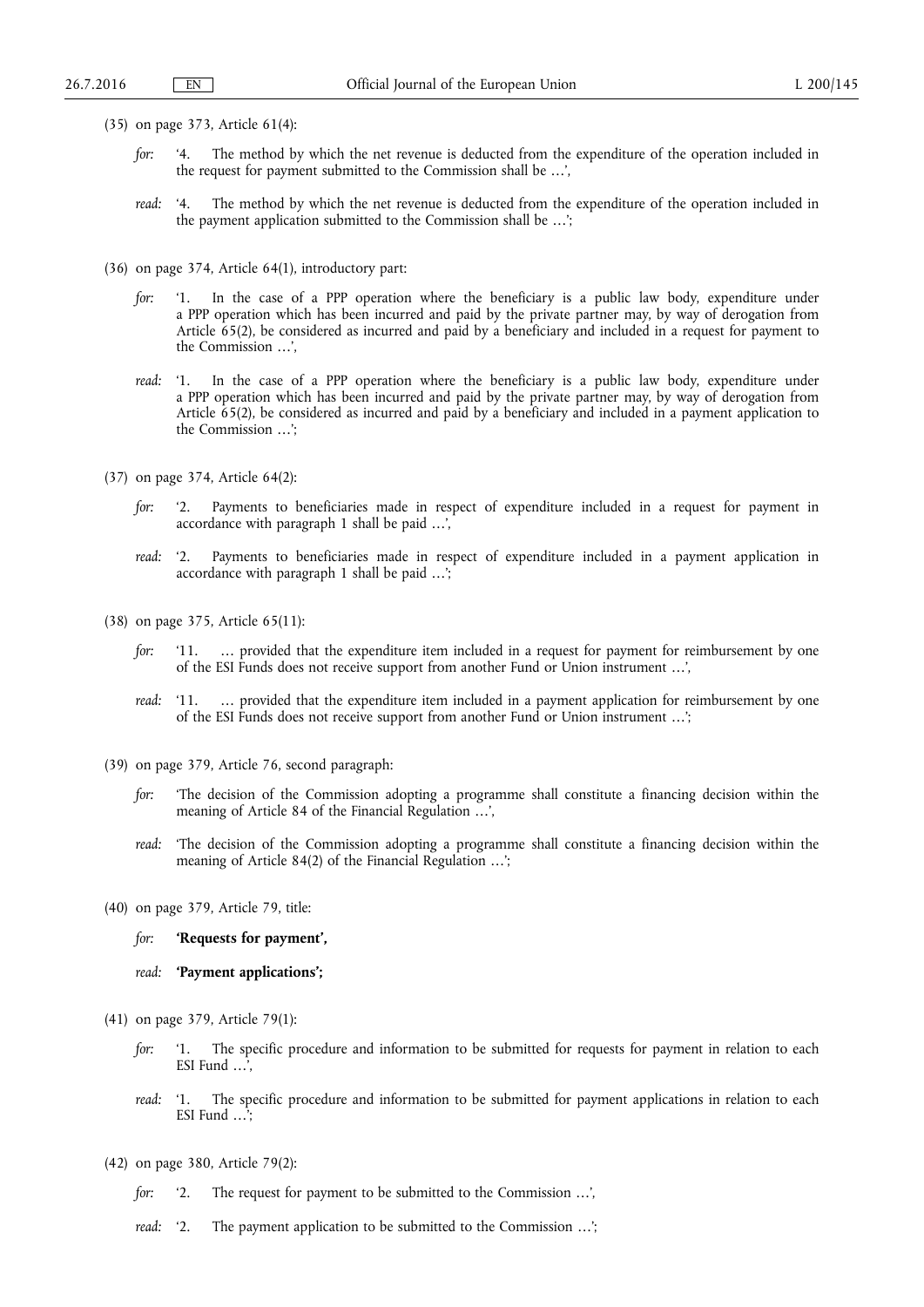(35) on page 373, Article 61(4):

*for:* '4. The method by which the net revenue is deducted from the expenditure of the operation included in the request for payment submitted to the Commission shall be …',

*read:* '4. The method by which the net revenue is deducted from the expenditure of the operation included in the payment application submitted to the Commission shall be …';

(36) on page 374, Article 64(1), introductory part:

*for:* '1. In the case of a PPP operation where the beneficiary is a public law body, expenditure under a PPP operation which has been incurred and paid by the private partner may, by way of derogation from Article 65(2), be considered as incurred and paid by a beneficiary and included in a request for payment to the Commission …',

*read:* '1. In the case of a PPP operation where the beneficiary is a public law body, expenditure under a PPP operation which has been incurred and paid by the private partner may, by way of derogation from Article 65(2), be considered as incurred and paid by a beneficiary and included in a payment application to the Commission …';

(37) on page 374, Article 64(2):

*for:* '2. Payments to beneficiaries made in respect of expenditure included in a request for payment in accordance with paragraph 1 shall be paid …',

*read:* '2. Payments to beneficiaries made in respect of expenditure included in a payment application in accordance with paragraph 1 shall be paid …';

(38) on page 375, Article 65(11):

*for:* '11. … provided that the expenditure item included in a request for payment for reimbursement by one of the ESI Funds does not receive support from another Fund or Union instrument …',

*read:* '11. … provided that the expenditure item included in a payment application for reimbursement by one of the ESI Funds does not receive support from another Fund or Union instrument …';

(39) on page 379, Article 76, second paragraph:

*for:* 'The decision of the Commission adopting a programme shall constitute a financing decision within the meaning of Article 84 of the Financial Regulation …',

*read:* 'The decision of the Commission adopting a programme shall constitute a financing decision within the meaning of Article 84(2) of the Financial Regulation …';

(40) on page 379, Article 79, title:

*for:* **'Requests for payment',**

*read:* **'Payment applications';**

(41) on page 379, Article 79(1):

*for:* '1. The specific procedure and information to be submitted for requests for payment in relation to each ESI Fund …',

*read:* '1. The specific procedure and information to be submitted for payment applications in relation to each ESI Fund …';

(42) on page 380, Article 79(2):

*for:* '2. The request for payment to be submitted to the Commission …',

*read:* '2. The payment application to be submitted to the Commission …';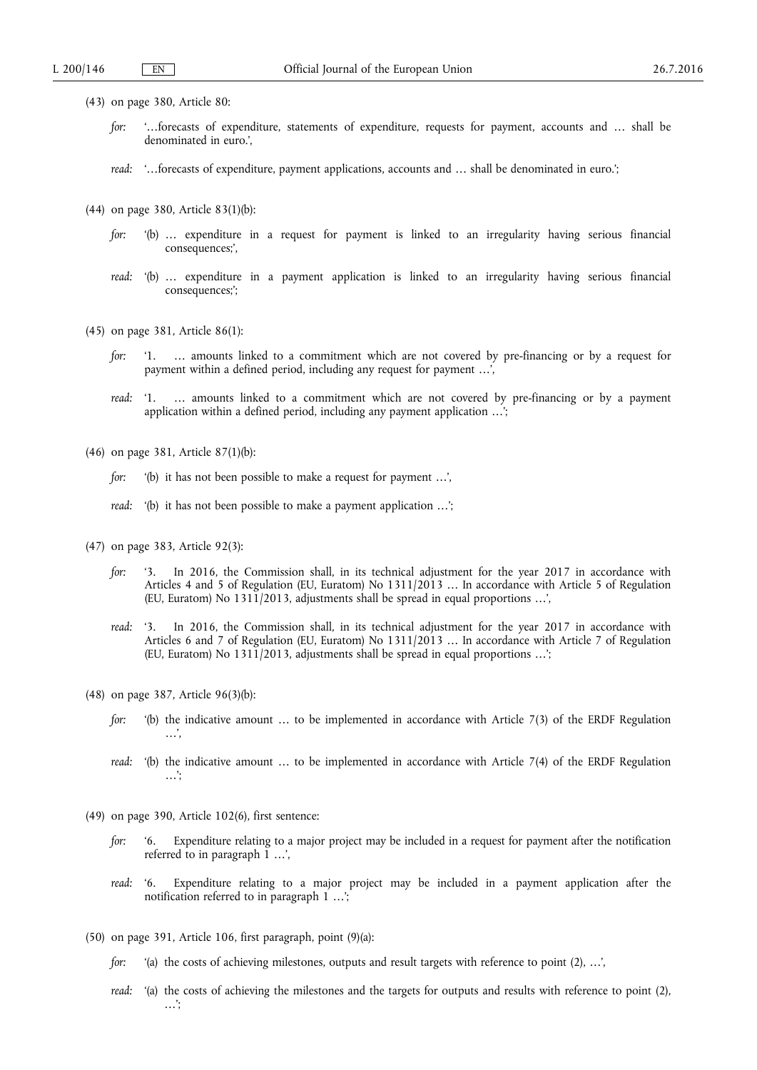(43) on page 380, Article 80:

*for:* '…forecasts of expenditure, statements of expenditure, requests for payment, accounts and … shall be denominated in euro.',

*read:* '…forecasts of expenditure, payment applications, accounts and … shall be denominated in euro.';

(44) on page 380, Article 83(1)(b):

*for:* '(b) … expenditure in a request for payment is linked to an irregularity having serious financial consequences;',

*read:* '(b) … expenditure in a payment application is linked to an irregularity having serious financial consequences;';

(45) on page 381, Article 86(1):

*for:* '1. … amounts linked to a commitment which are not covered by pre-financing or by a request for payment within a defined period, including any request for payment …',

*read:* '1. … amounts linked to a commitment which are not covered by pre-financing or by a payment application within a defined period, including any payment application …';

(46) on page 381, Article 87(1)(b):

*for:* '(b) it has not been possible to make a request for payment …',

*read:* '(b) it has not been possible to make a payment application …';

(47) on page 383, Article 92(3):

*for:* '3. In 2016, the Commission shall, in its technical adjustment for the year 2017 in accordance with Articles 4 and 5 of Regulation (EU, Euratom) No 1311/2013 … In accordance with Article 5 of Regulation (EU, Euratom) No 1311/2013, adjustments shall be spread in equal proportions …',

*read:* '3. In 2016, the Commission shall, in its technical adjustment for the year 2017 in accordance with Articles 6 and 7 of Regulation (EU, Euratom) No 1311/2013 … In accordance with Article 7 of Regulation (EU, Euratom) No 1311/2013, adjustments shall be spread in equal proportions …';

(48) on page 387, Article 96(3)(b):

*for:* '(b) the indicative amount … to be implemented in accordance with Article 7(3) of the ERDF Regulation …',

*read:* '(b) the indicative amount … to be implemented in accordance with Article 7(4) of the ERDF Regulation …';

(49) on page 390, Article 102(6), first sentence:

*for:* '6. Expenditure relating to a major project may be included in a request for payment after the notification referred to in paragraph 1 …',

*read:* '6. Expenditure relating to a major project may be included in a payment application after the notification referred to in paragraph 1 …';

(50) on page 391, Article 106, first paragraph, point (9)(a):

*for:* '(a) the costs of achieving milestones, outputs and result targets with reference to point (2), …',

*read:* '(a) the costs of achieving the milestones and the targets for outputs and results with reference to point (2), …';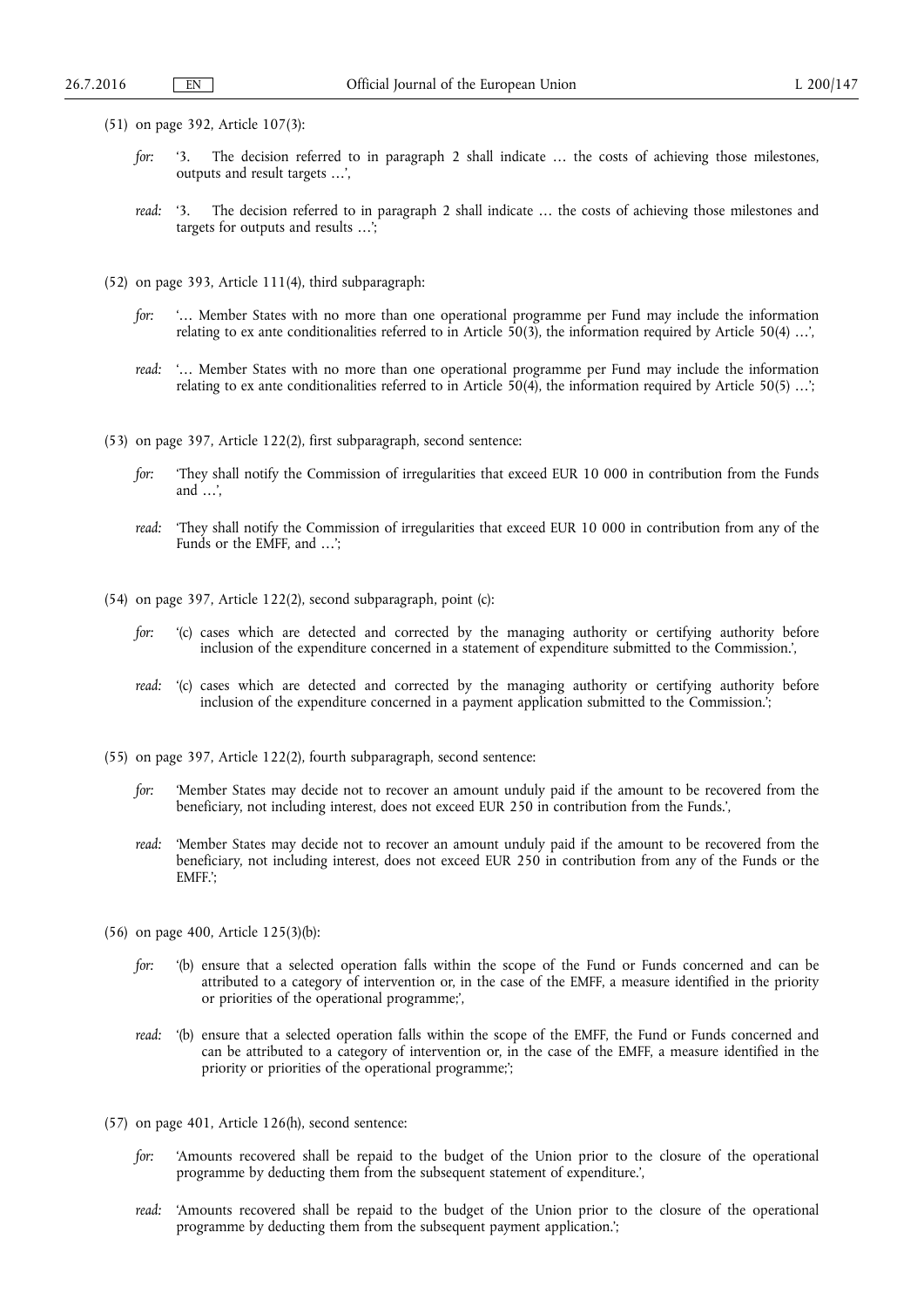(51) on page 392, Article 107(3):

*for:* '3. The decision referred to in paragraph 2 shall indicate … the costs of achieving those milestones, outputs and result targets …',

*read:* '3. The decision referred to in paragraph 2 shall indicate … the costs of achieving those milestones and targets for outputs and results …';

(52) on page 393, Article 111(4), third subparagraph:

*for:* '… Member States with no more than one operational programme per Fund may include the information relating to ex ante conditionalities referred to in Article 50(3), the information required by Article 50(4) …',

*read:* '… Member States with no more than one operational programme per Fund may include the information relating to ex ante conditionalities referred to in Article 50(4), the information required by Article 50(5) …';

(53) on page 397, Article 122(2), first subparagraph, second sentence:

*for:* 'They shall notify the Commission of irregularities that exceed EUR 10 000 in contribution from the Funds and …',

*read:* 'They shall notify the Commission of irregularities that exceed EUR 10 000 in contribution from any of the Funds or the EMFF, and …';

(54) on page 397, Article 122(2), second subparagraph, point (c):

*for:* '(c) cases which are detected and corrected by the managing authority or certifying authority before inclusion of the expenditure concerned in a statement of expenditure submitted to the Commission.',

*read:* '(c) cases which are detected and corrected by the managing authority or certifying authority before inclusion of the expenditure concerned in a payment application submitted to the Commission.';

(55) on page 397, Article 122(2), fourth subparagraph, second sentence:

*for:* 'Member States may decide not to recover an amount unduly paid if the amount to be recovered from the beneficiary, not including interest, does not exceed EUR 250 in contribution from the Funds.',

*read:* 'Member States may decide not to recover an amount unduly paid if the amount to be recovered from the beneficiary, not including interest, does not exceed EUR 250 in contribution from any of the Funds or the EMFF.';

(56) on page 400, Article 125(3)(b):

*for:* '(b) ensure that a selected operation falls within the scope of the Fund or Funds concerned and can be attributed to a category of intervention or, in the case of the EMFF, a measure identified in the priority or priorities of the operational programme;',

*read:* '(b) ensure that a selected operation falls within the scope of the EMFF, the Fund or Funds concerned and can be attributed to a category of intervention or, in the case of the EMFF, a measure identified in the priority or priorities of the operational programme;';

(57) on page 401, Article 126(h), second sentence:

*for:* 'Amounts recovered shall be repaid to the budget of the Union prior to the closure of the operational programme by deducting them from the subsequent statement of expenditure.',

*read:* 'Amounts recovered shall be repaid to the budget of the Union prior to the closure of the operational programme by deducting them from the subsequent payment application.';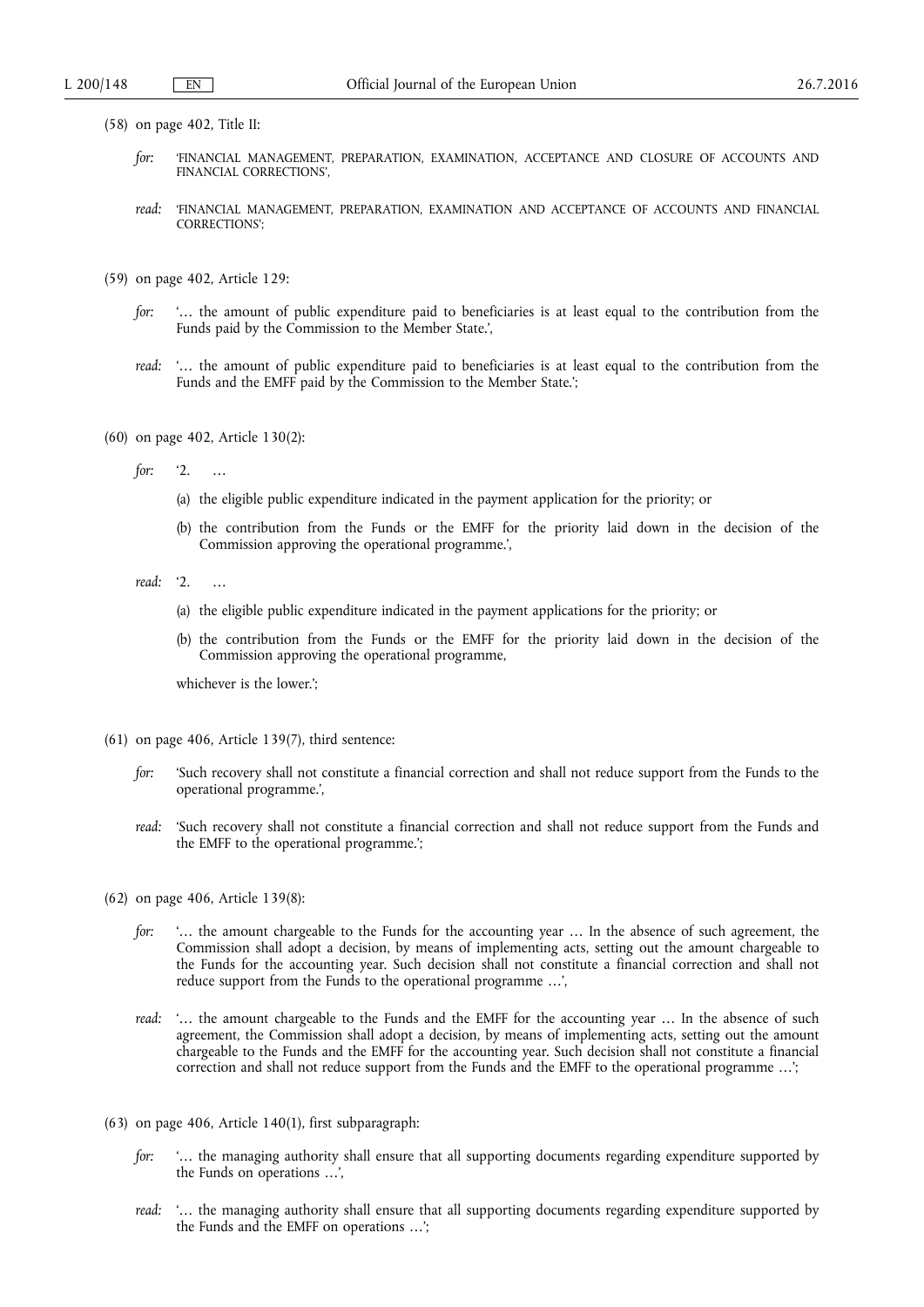(58) on page 402, Title II:

*for:* 'FINANCIAL MANAGEMENT, PREPARATION, EXAMINATION, ACCEPTANCE AND CLOSURE OF ACCOUNTS AND FINANCIAL CORRECTIONS',

*read:* 'FINANCIAL MANAGEMENT, PREPARATION, EXAMINATION AND ACCEPTANCE OF ACCOUNTS AND FINANCIAL CORRECTIONS';

(59) on page 402, Article 129:

*for:* '… the amount of public expenditure paid to beneficiaries is at least equal to the contribution from the Funds paid by the Commission to the Member State.',

*read:* '… the amount of public expenditure paid to beneficiaries is at least equal to the contribution from the Funds and the EMFF paid by the Commission to the Member State.';

(60) on page 402, Article 130(2):

*for:* '2. …

(a) the eligible public expenditure indicated in the payment application for the priority; or

(b) the contribution from the Funds or the EMFF for the priority laid down in the decision of the Commission approving the operational programme.',

*read:* '2. …

(a) the eligible public expenditure indicated in the payment applications for the priority; or

(b) the contribution from the Funds or the EMFF for the priority laid down in the decision of the Commission approving the operational programme,

whichever is the lower.';

(61) on page 406, Article 139(7), third sentence:

*for:* 'Such recovery shall not constitute a financial correction and shall not reduce support from the Funds to the operational programme.',

*read:* 'Such recovery shall not constitute a financial correction and shall not reduce support from the Funds and the EMFF to the operational programme.';

(62) on page 406, Article 139(8):

*for:* '… the amount chargeable to the Funds for the accounting year … In the absence of such agreement, the Commission shall adopt a decision, by means of implementing acts, setting out the amount chargeable to the Funds for the accounting year. Such decision shall not constitute a financial correction and shall not reduce support from the Funds to the operational programme …',

*read:* '… the amount chargeable to the Funds and the EMFF for the accounting year … In the absence of such agreement, the Commission shall adopt a decision, by means of implementing acts, setting out the amount chargeable to the Funds and the EMFF for the accounting year. Such decision shall not constitute a financial correction and shall not reduce support from the Funds and the EMFF to the operational programme …';

(63) on page 406, Article 140(1), first subparagraph:

*for:* '… the managing authority shall ensure that all supporting documents regarding expenditure supported by the Funds on operations …',

*read:* '… the managing authority shall ensure that all supporting documents regarding expenditure supported by the Funds and the EMFF on operations …';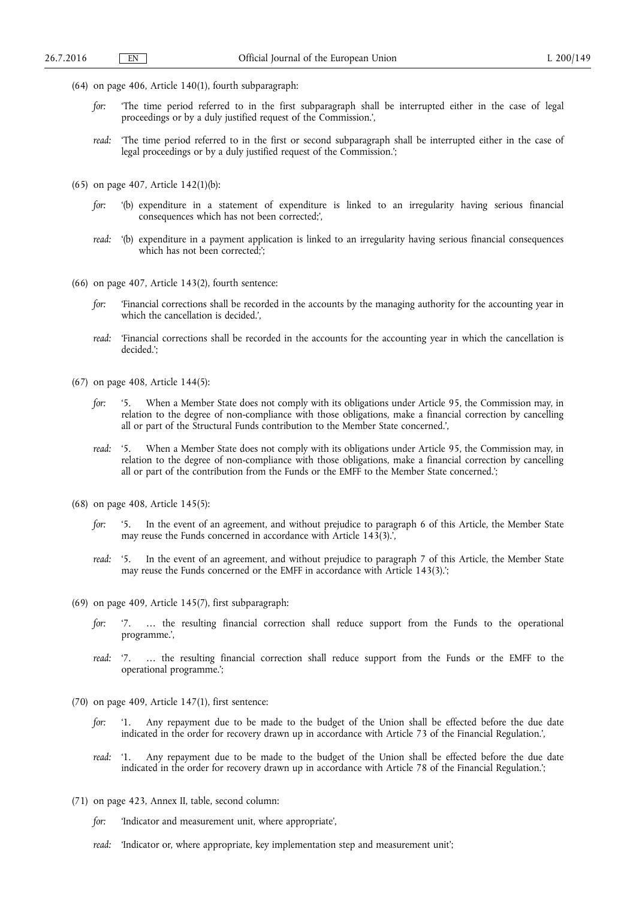(64) on page 406, Article 140(1), fourth subparagraph:

*for:* 'The time period referred to in the first subparagraph shall be interrupted either in the case of legal proceedings or by a duly justified request of the Commission.',

*read:* 'The time period referred to in the first or second subparagraph shall be interrupted either in the case of legal proceedings or by a duly justified request of the Commission.';

(65) on page 407, Article 142(1)(b):

*for:* '(b) expenditure in a statement of expenditure is linked to an irregularity having serious financial consequences which has not been corrected;',

*read:* '(b) expenditure in a payment application is linked to an irregularity having serious financial consequences which has not been corrected;';

(66) on page 407, Article 143(2), fourth sentence:

*for:* 'Financial corrections shall be recorded in the accounts by the managing authority for the accounting year in which the cancellation is decided.',

*read:* 'Financial corrections shall be recorded in the accounts for the accounting year in which the cancellation is decided.';

(67) on page 408, Article 144(5):

*for:* '5. When a Member State does not comply with its obligations under Article 95, the Commission may, in relation to the degree of non-compliance with those obligations, make a financial correction by cancelling all or part of the Structural Funds contribution to the Member State concerned.',

*read:* '5. When a Member State does not comply with its obligations under Article 95, the Commission may, in relation to the degree of non-compliance with those obligations, make a financial correction by cancelling all or part of the contribution from the Funds or the EMFF to the Member State concerned.';

(68) on page 408, Article 145(5):

*for:* '5. In the event of an agreement, and without prejudice to paragraph 6 of this Article, the Member State may reuse the Funds concerned in accordance with Article 143(3).',

*read:* '5. In the event of an agreement, and without prejudice to paragraph 7 of this Article, the Member State may reuse the Funds concerned or the EMFF in accordance with Article 143(3).';

(69) on page 409, Article 145(7), first subparagraph:

*for:* '7. … the resulting financial correction shall reduce support from the Funds to the operational programme.',

*read:* '7. … the resulting financial correction shall reduce support from the Funds or the EMFF to the operational programme.';

(70) on page 409, Article 147(1), first sentence:

*for:* '1. Any repayment due to be made to the budget of the Union shall be effected before the due date indicated in the order for recovery drawn up in accordance with Article 73 of the Financial Regulation.',

*read:* '1. Any repayment due to be made to the budget of the Union shall be effected before the due date indicated in the order for recovery drawn up in accordance with Article 78 of the Financial Regulation.';

(71) on page 423, Annex II, table, second column:

*for:* 'Indicator and measurement unit, where appropriate',

*read:* 'Indicator or, where appropriate, key implementation step and measurement unit';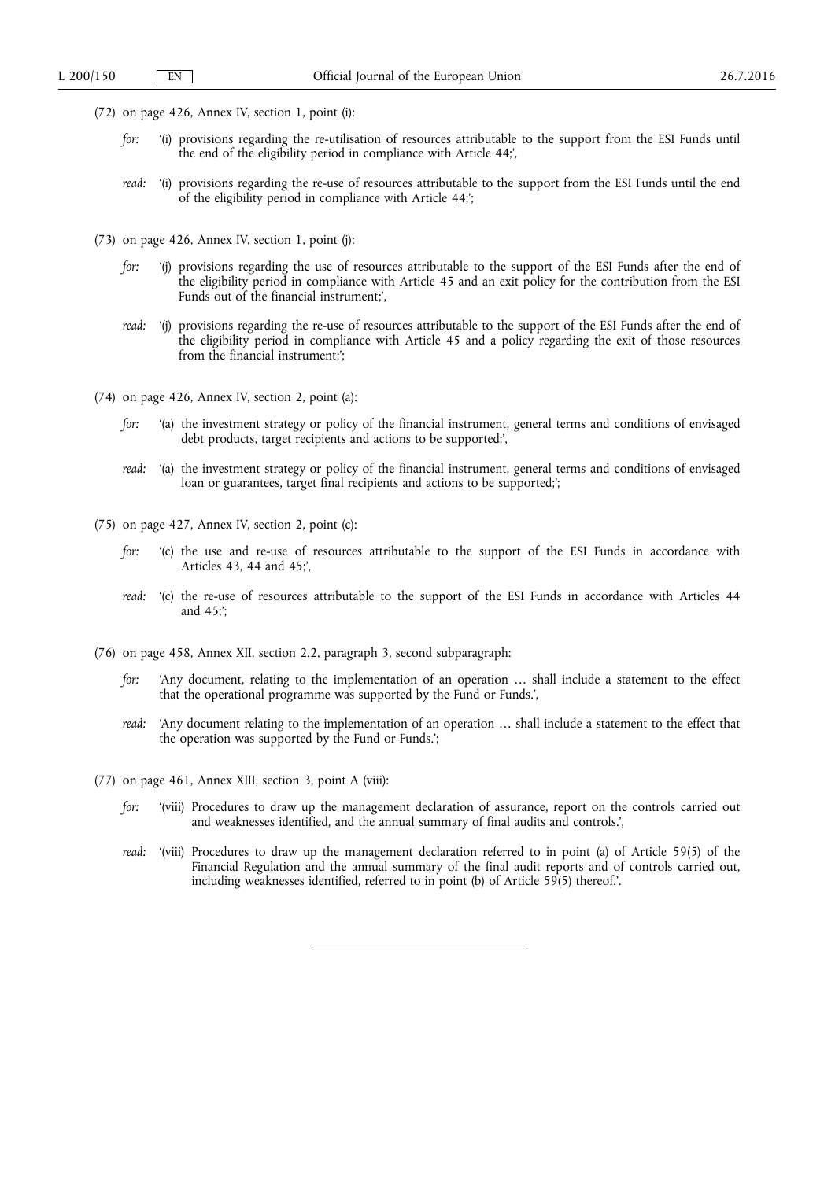(72) on page 426, Annex IV, section 1, point (i):

*for:* '(i) provisions regarding the re-utilisation of resources attributable to the support from the ESI Funds until the end of the eligibility period in compliance with Article 44;',

*read:* '(i) provisions regarding the re-use of resources attributable to the support from the ESI Funds until the end of the eligibility period in compliance with Article 44;';

(73) on page 426, Annex IV, section 1, point (j):

*for:* '(j) provisions regarding the use of resources attributable to the support of the ESI Funds after the end of the eligibility period in compliance with Article 45 and an exit policy for the contribution from the ESI Funds out of the financial instrument;',

*read:* '(j) provisions regarding the re-use of resources attributable to the support of the ESI Funds after the end of the eligibility period in compliance with Article 45 and a policy regarding the exit of those resources from the financial instrument;';

(74) on page 426, Annex IV, section 2, point (a):

*for:* '(a) the investment strategy or policy of the financial instrument, general terms and conditions of envisaged debt products, target recipients and actions to be supported;',

*read:* '(a) the investment strategy or policy of the financial instrument, general terms and conditions of envisaged loan or guarantees, target final recipients and actions to be supported;';

(75) on page 427, Annex IV, section 2, point (c):

*for:* '(c) the use and re-use of resources attributable to the support of the ESI Funds in accordance with Articles 43, 44 and 45;',

*read:* '(c) the re-use of resources attributable to the support of the ESI Funds in accordance with Articles 44 and 45;';

(76) on page 458, Annex XII, section 2.2, paragraph 3, second subparagraph:

*for:* 'Any document, relating to the implementation of an operation … shall include a statement to the effect that the operational programme was supported by the Fund or Funds.',

*read:* 'Any document relating to the implementation of an operation … shall include a statement to the effect that the operation was supported by the Fund or Funds.';

(77) on page 461, Annex XIII, section 3, point A (viii):

*for:* '(viii) Procedures to draw up the management declaration of assurance, report on the controls carried out and weaknesses identified, and the annual summary of final audits and controls.',

*read:* '(viii) Procedures to draw up the management declaration referred to in point (a) of Article 59(5) of the Financial Regulation and the annual summary of the final audit reports and of controls carried out, including weaknesses identified, referred to in point (b) of Article 59(5) thereof.'.